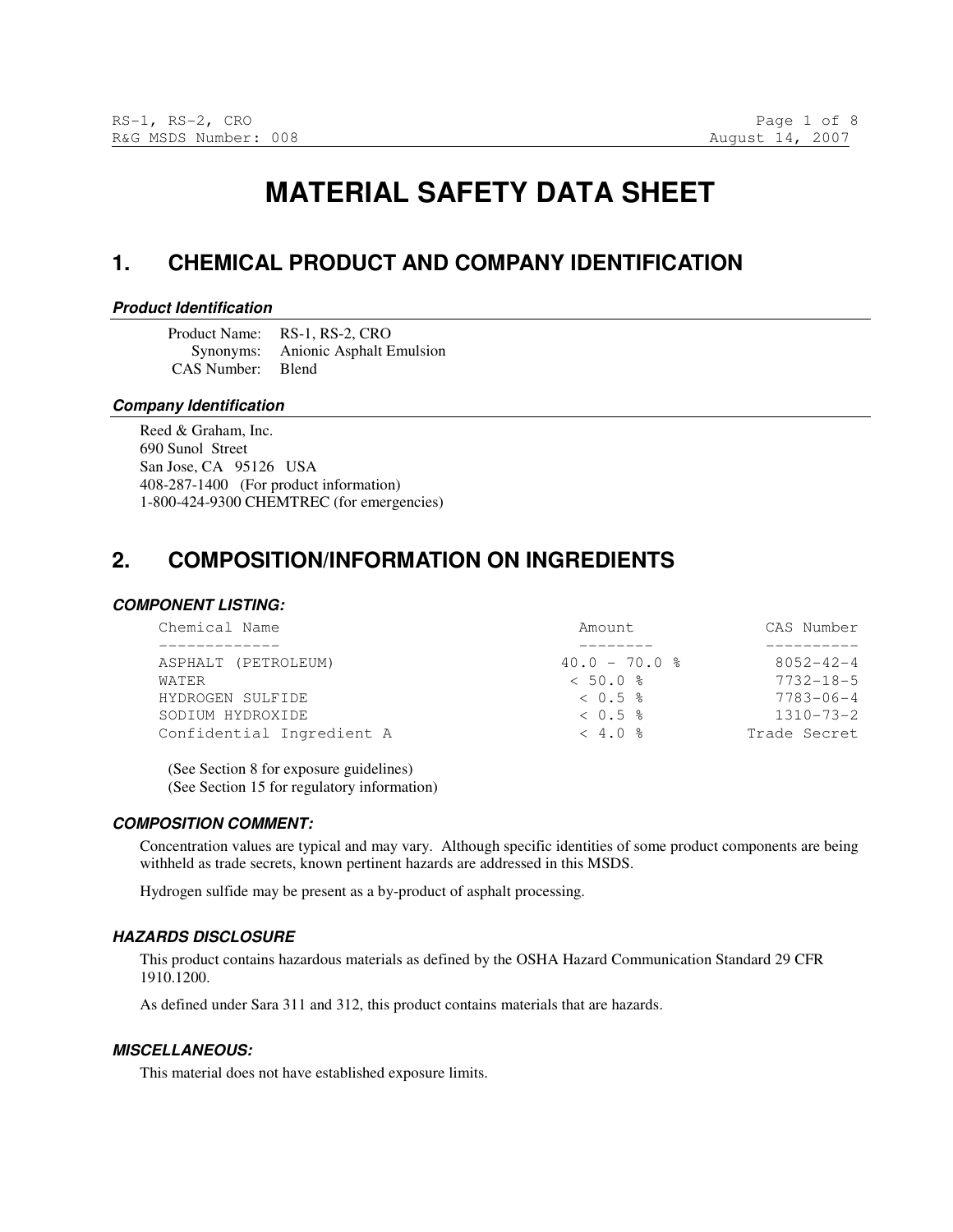# MATERIAL SAFETY DATA SHEET

## 1. CHEMICAL PRODUCT AND COMPANY IDENTIFICATION

### *Product Identification*

Product Name: RS-1, RS-2, CRO
Synonyms: Anionic Asphalt Emulsion
CAS Number: Blend

### *Company Identification*

Reed & Graham, Inc.
690 Sunol Street
San Jose, CA 95126 USA
408-287-1400 (For product information)
1-800-424-9300 CHEMTREC (for emergencies)

## 2. COMPOSITION/INFORMATION ON INGREDIENTS

### *COMPONENT LISTING:*

| Chemical Name | Amount | CAS Number |
|---|---|---|
| ASPHALT (PETROLEUM) | 40.0 - 70.0 % | 8052-42-4 |
| WATER | < 50.0 % | 7732-18-5 |
| HYDROGEN SULFIDE | < 0.5 % | 7783-06-4 |
| SODIUM HYDROXIDE | < 0.5 % | 1310-73-2 |
| Confidential Ingredient A | < 4.0 % | Trade Secret |

(See Section 8 for exposure guidelines)
(See Section 15 for regulatory information)

### *COMPOSITION COMMENT:*

Concentration values are typical and may vary. Although specific identities of some product components are being withheld as trade secrets, known pertinent hazards are addressed in this MSDS.

Hydrogen sulfide may be present as a by-product of asphalt processing.

### *HAZARDS DISCLOSURE*

This product contains hazardous materials as defined by the OSHA Hazard Communication Standard 29 CFR 1910.1200.

As defined under Sara 311 and 312, this product contains materials that are hazards.

### *MISCELLANEOUS:*

This material does not have established exposure limits.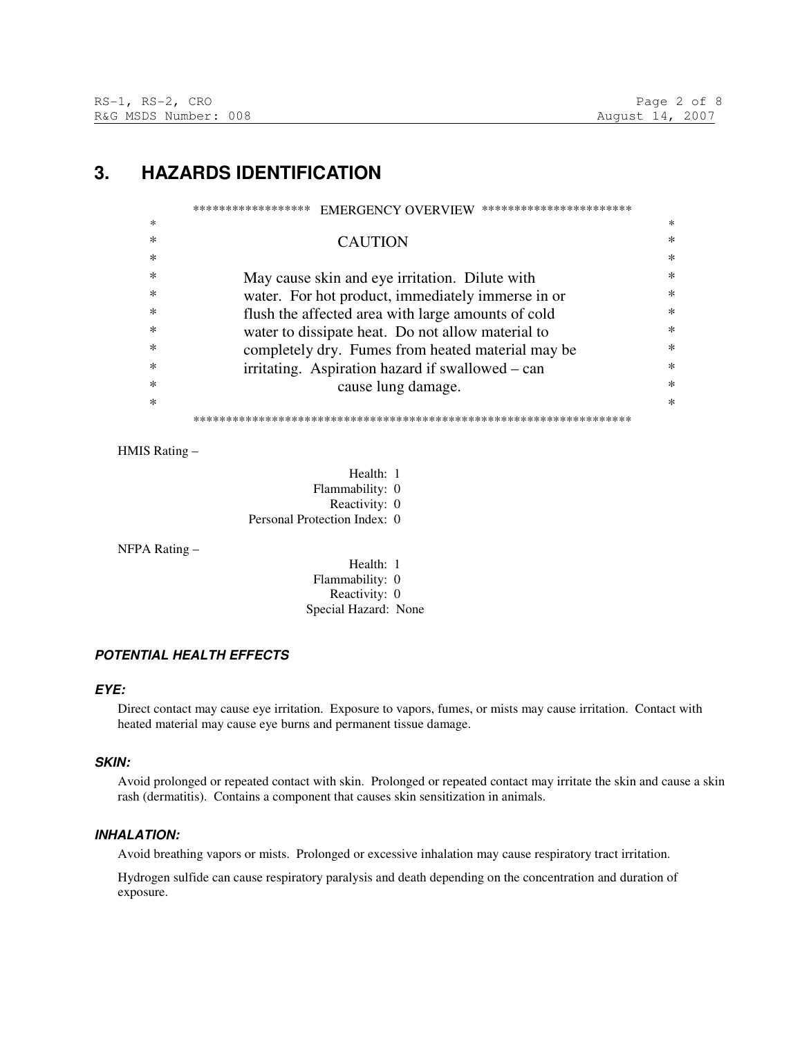## 3. HAZARDS IDENTIFICATION

**EMERGENCY OVERVIEW**

**CAUTION**

May cause skin and eye irritation. Dilute with water. For hot product, immediately immerse in or flush the affected area with large amounts of cold water to dissipate heat. Do not allow material to completely dry. Fumes from heated material may be irritating. Aspiration hazard if swallowed – can cause lung damage.

HMIS Rating –

Health: 1
Flammability: 0
Reactivity: 0
Personal Protection Index: 0

NFPA Rating –

Health: 1
Flammability: 0
Reactivity: 0
Special Hazard: None

### *POTENTIAL HEALTH EFFECTS*

#### *EYE:*

Direct contact may cause eye irritation. Exposure to vapors, fumes, or mists may cause irritation. Contact with heated material may cause eye burns and permanent tissue damage.

#### *SKIN:*

Avoid prolonged or repeated contact with skin. Prolonged or repeated contact may irritate the skin and cause a skin rash (dermatitis). Contains a component that causes skin sensitization in animals.

#### *INHALATION:*

Avoid breathing vapors or mists. Prolonged or excessive inhalation may cause respiratory tract irritation.

Hydrogen sulfide can cause respiratory paralysis and death depending on the concentration and duration of exposure.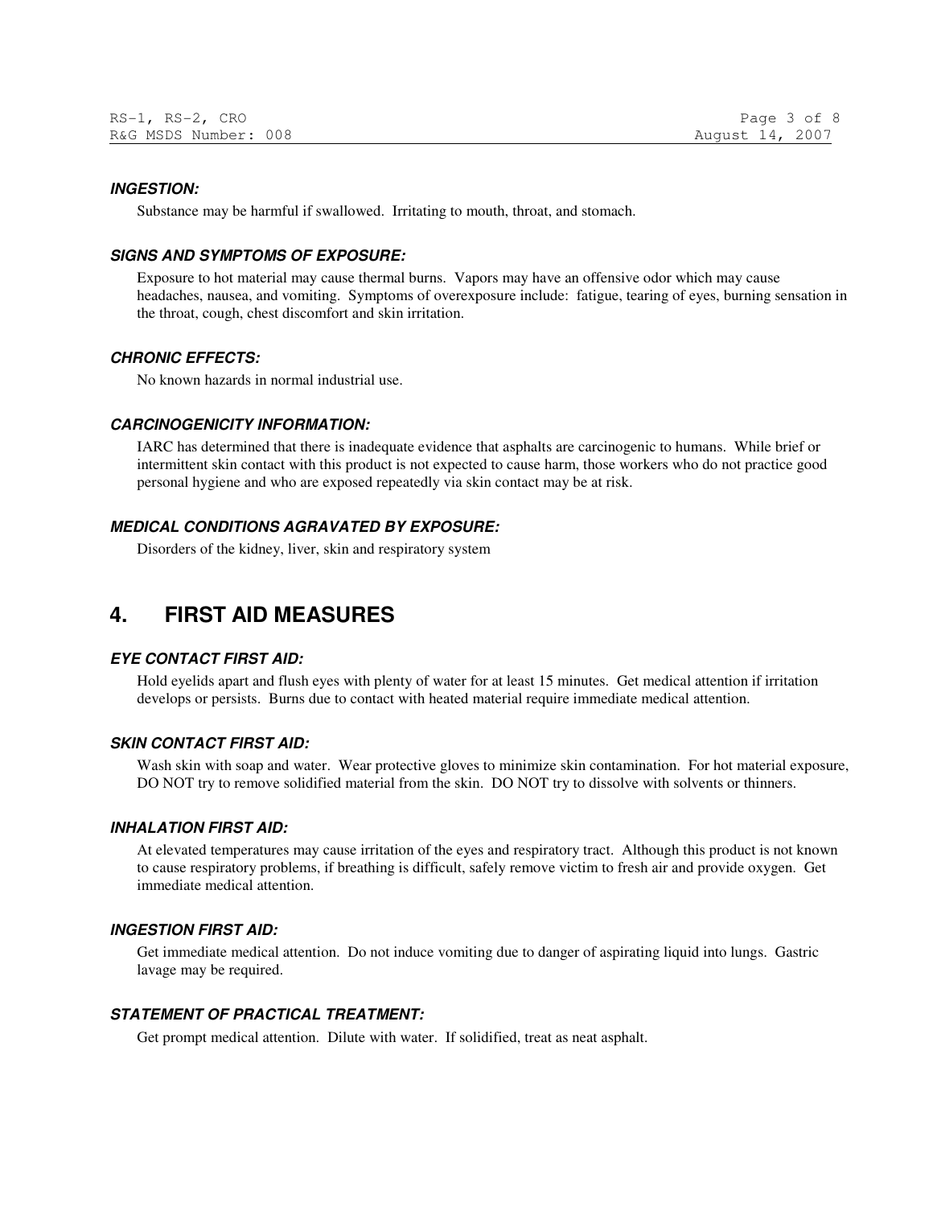### *INGESTION:*

Substance may be harmful if swallowed. Irritating to mouth, throat, and stomach.

### *SIGNS AND SYMPTOMS OF EXPOSURE:*

Exposure to hot material may cause thermal burns. Vapors may have an offensive odor which may cause headaches, nausea, and vomiting. Symptoms of overexposure include: fatigue, tearing of eyes, burning sensation in the throat, cough, chest discomfort and skin irritation.

### *CHRONIC EFFECTS:*

No known hazards in normal industrial use.

### *CARCINOGENICITY INFORMATION:*

IARC has determined that there is inadequate evidence that asphalts are carcinogenic to humans. While brief or intermittent skin contact with this product is not expected to cause harm, those workers who do not practice good personal hygiene and who are exposed repeatedly via skin contact may be at risk.

### *MEDICAL CONDITIONS AGRAVATED BY EXPOSURE:*

Disorders of the kidney, liver, skin and respiratory system

## 4. FIRST AID MEASURES

### *EYE CONTACT FIRST AID:*

Hold eyelids apart and flush eyes with plenty of water for at least 15 minutes. Get medical attention if irritation develops or persists. Burns due to contact with heated material require immediate medical attention.

### *SKIN CONTACT FIRST AID:*

Wash skin with soap and water. Wear protective gloves to minimize skin contamination. For hot material exposure, DO NOT try to remove solidified material from the skin. DO NOT try to dissolve with solvents or thinners.

### *INHALATION FIRST AID:*

At elevated temperatures may cause irritation of the eyes and respiratory tract. Although this product is not known to cause respiratory problems, if breathing is difficult, safely remove victim to fresh air and provide oxygen. Get immediate medical attention.

### *INGESTION FIRST AID:*

Get immediate medical attention. Do not induce vomiting due to danger of aspirating liquid into lungs. Gastric lavage may be required.

### *STATEMENT OF PRACTICAL TREATMENT:*

Get prompt medical attention. Dilute with water. If solidified, treat as neat asphalt.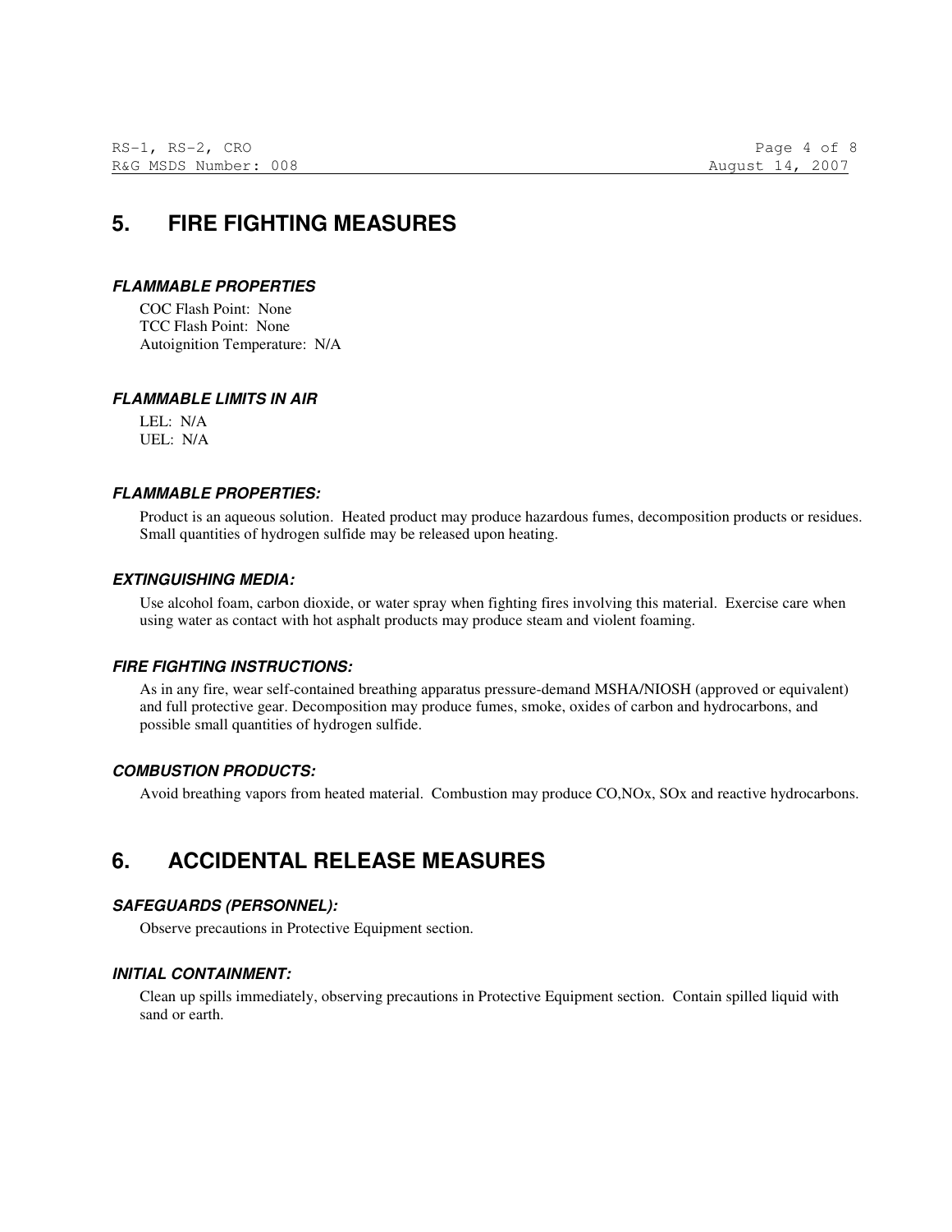## 5. FIRE FIGHTING MEASURES

### *FLAMMABLE PROPERTIES*

COC Flash Point: None
TCC Flash Point: None
Autoignition Temperature: N/A

### *FLAMMABLE LIMITS IN AIR*

LEL: N/A
UEL: N/A

### *FLAMMABLE PROPERTIES:*

Product is an aqueous solution. Heated product may produce hazardous fumes, decomposition products or residues. Small quantities of hydrogen sulfide may be released upon heating.

### *EXTINGUISHING MEDIA:*

Use alcohol foam, carbon dioxide, or water spray when fighting fires involving this material. Exercise care when using water as contact with hot asphalt products may produce steam and violent foaming.

### *FIRE FIGHTING INSTRUCTIONS:*

As in any fire, wear self-contained breathing apparatus pressure-demand MSHA/NIOSH (approved or equivalent) and full protective gear. Decomposition may produce fumes, smoke, oxides of carbon and hydrocarbons, and possible small quantities of hydrogen sulfide.

### *COMBUSTION PRODUCTS:*

Avoid breathing vapors from heated material. Combustion may produce CO,$NO_x$, $SO_x$ and reactive hydrocarbons.

## 6. ACCIDENTAL RELEASE MEASURES

### *SAFEGUARDS (PERSONNEL):*

Observe precautions in Protective Equipment section.

### *INITIAL CONTAINMENT:*

Clean up spills immediately, observing precautions in Protective Equipment section. Contain spilled liquid with sand or earth.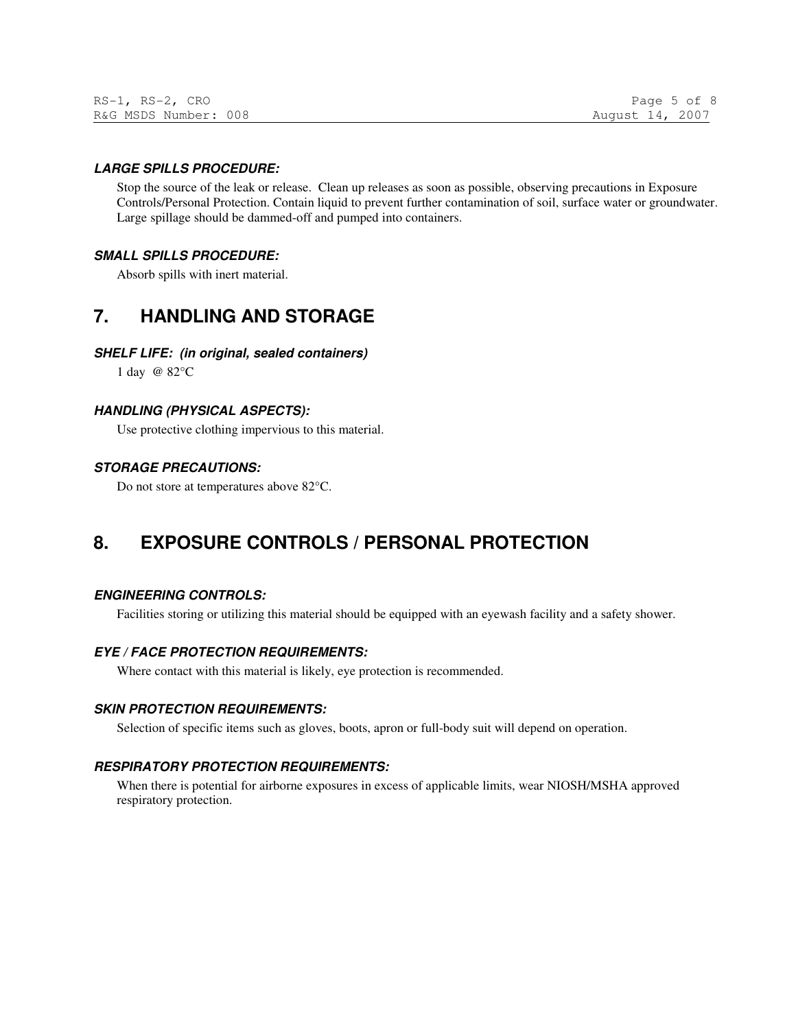***LARGE SPILLS PROCEDURE:***

Stop the source of the leak or release. Clean up releases as soon as possible, observing precautions in Exposure Controls/Personal Protection. Contain liquid to prevent further contamination of soil, surface water or groundwater. Large spillage should be dammed-off and pumped into containers.

***SMALL SPILLS PROCEDURE:***

Absorb spills with inert material.

## 7. HANDLING AND STORAGE

***SHELF LIFE: (in original, sealed containers)***

1 day @ 82°C

***HANDLING (PHYSICAL ASPECTS):***

Use protective clothing impervious to this material.

***STORAGE PRECAUTIONS:***

Do not store at temperatures above 82°C.

## 8. EXPOSURE CONTROLS / PERSONAL PROTECTION

***ENGINEERING CONTROLS:***

Facilities storing or utilizing this material should be equipped with an eyewash facility and a safety shower.

***EYE / FACE PROTECTION REQUIREMENTS:***

Where contact with this material is likely, eye protection is recommended.

***SKIN PROTECTION REQUIREMENTS:***

Selection of specific items such as gloves, boots, apron or full-body suit will depend on operation.

***RESPIRATORY PROTECTION REQUIREMENTS:***

When there is potential for airborne exposures in excess of applicable limits, wear NIOSH/MSHA approved respiratory protection.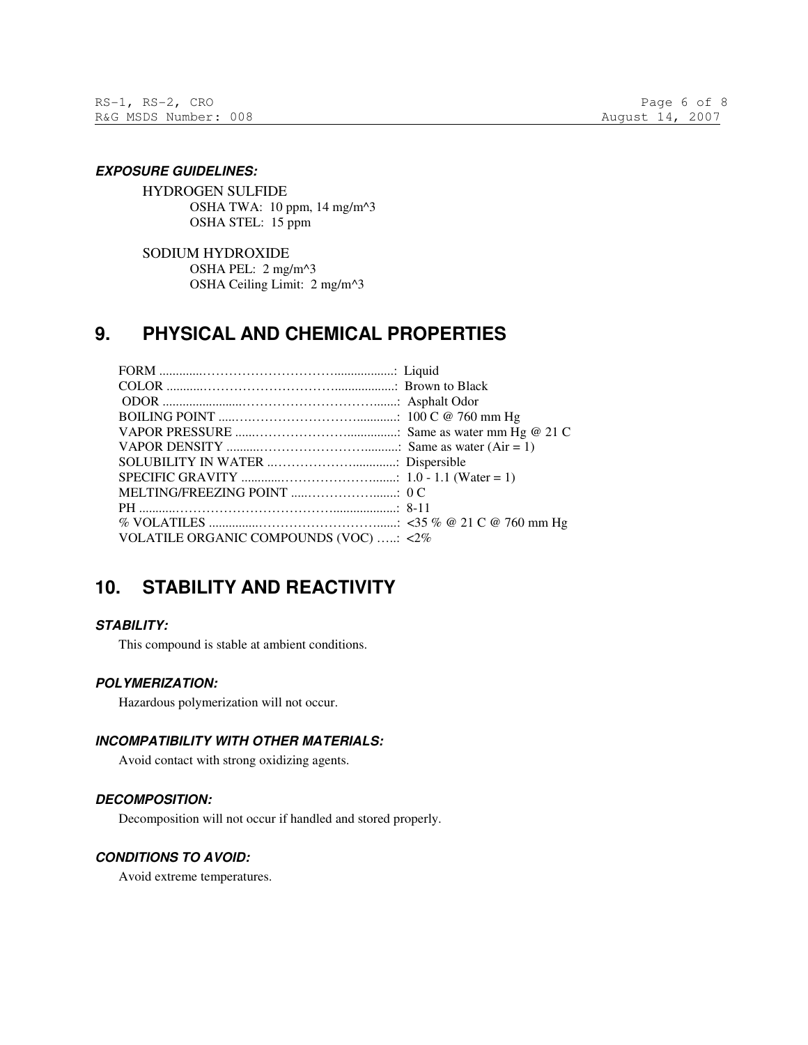***EXPOSURE GUIDELINES:***

HYDROGEN SULFIDE
OSHA TWA: 10 ppm, 14 mg/m^3
OSHA STEL: 15 ppm

SODIUM HYDROXIDE
OSHA PEL: 2 mg/m^3
OSHA Ceiling Limit: 2 mg/m^3

## 9. PHYSICAL AND CHEMICAL PROPERTIES

FORM ....................................................: Liquid
COLOR ....................................................: Brown to Black
ODOR ....................................................: Asphalt Odor
BOILING POINT ..........................................: 100 C @ 760 mm Hg
VAPOR PRESSURE ........................................: Same as water mm Hg @ 21 C
VAPOR DENSITY ..........................................: Same as water (Air = 1)
SOLUBILITY IN WATER ..................................: Dispersible
SPECIFIC GRAVITY .......................................: 1.0 - 1.1 (Water = 1)
MELTING/FREEZING POINT ...........................: 0 C
PH ..........................................................: 8-11
% VOLATILES ..............................................: <35 % @ 21 C @ 760 mm Hg
VOLATILE ORGANIC COMPOUNDS (VOC) .....: <2%

## 10. STABILITY AND REACTIVITY

***STABILITY:***

This compound is stable at ambient conditions.

***POLYMERIZATION:***

Hazardous polymerization will not occur.

***INCOMPATIBILITY WITH OTHER MATERIALS:***

Avoid contact with strong oxidizing agents.

***DECOMPOSITION:***

Decomposition will not occur if handled and stored properly.

***CONDITIONS TO AVOID:***

Avoid extreme temperatures.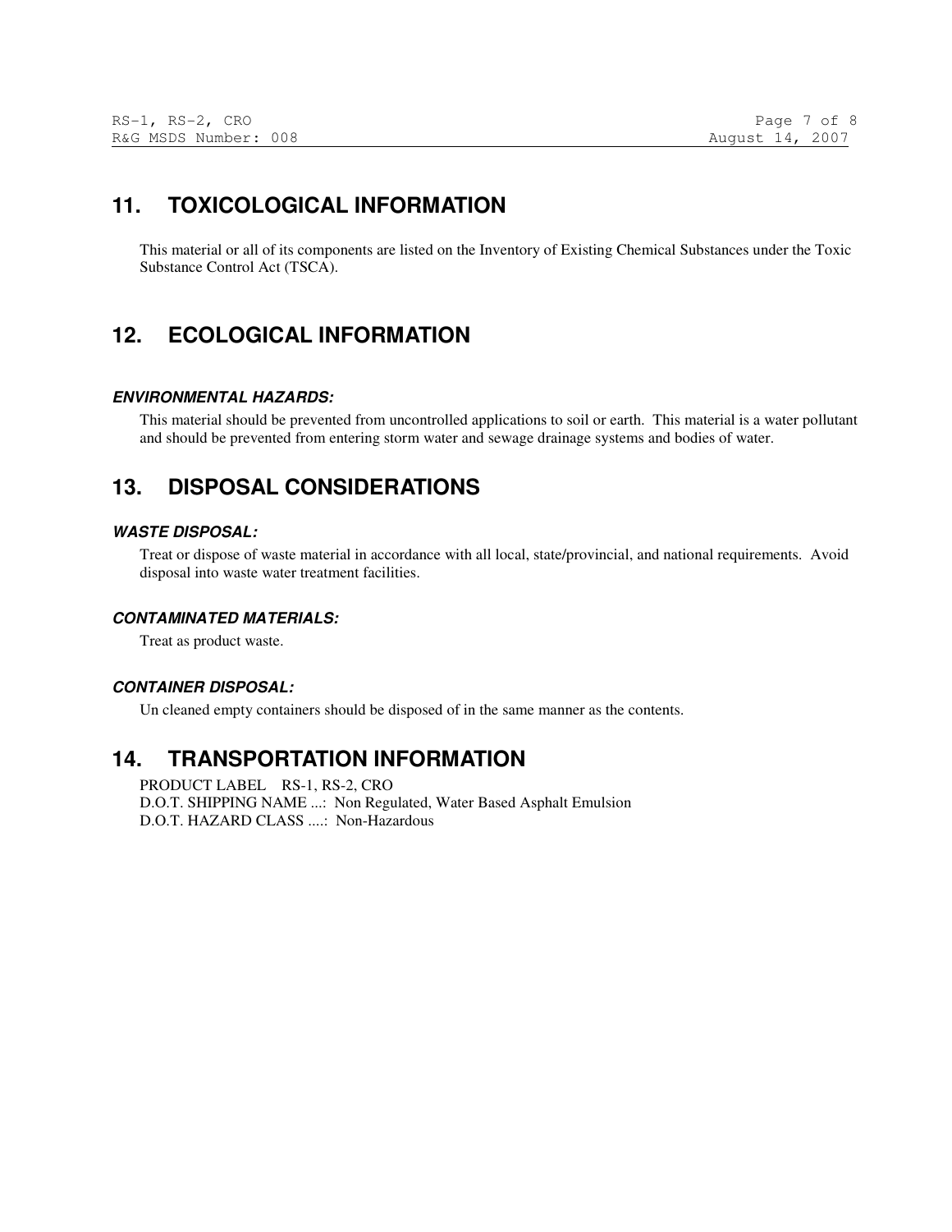## 11. TOXICOLOGICAL INFORMATION

This material or all of its components are listed on the Inventory of Existing Chemical Substances under the Toxic Substance Control Act (TSCA).

## 12. ECOLOGICAL INFORMATION

#### *ENVIRONMENTAL HAZARDS:*

This material should be prevented from uncontrolled applications to soil or earth. This material is a water pollutant and should be prevented from entering storm water and sewage drainage systems and bodies of water.

## 13. DISPOSAL CONSIDERATIONS

#### *WASTE DISPOSAL:*

Treat or dispose of waste material in accordance with all local, state/provincial, and national requirements. Avoid disposal into waste water treatment facilities.

#### *CONTAMINATED MATERIALS:*

Treat as product waste.

#### *CONTAINER DISPOSAL:*

Un cleaned empty containers should be disposed of in the same manner as the contents.

## 14. TRANSPORTATION INFORMATION

PRODUCT LABEL RS-1, RS-2, CRO
D.O.T. SHIPPING NAME ...: Non Regulated, Water Based Asphalt Emulsion
D.O.T. HAZARD CLASS ....: Non-Hazardous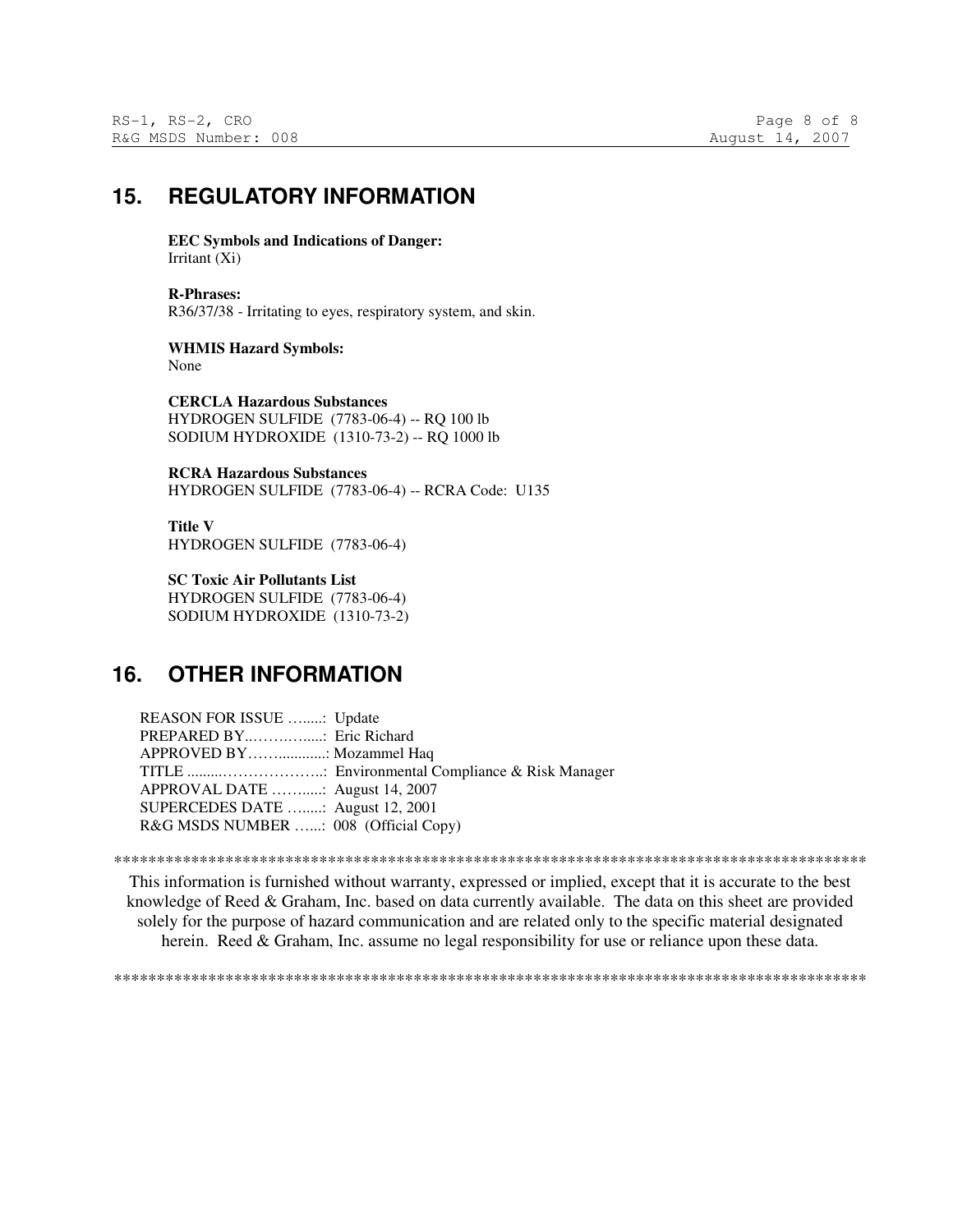## 15. REGULATORY INFORMATION

**EEC Symbols and Indications of Danger:**
Irritant (Xi)

**R-Phrases:**
R36/37/38 - Irritating to eyes, respiratory system, and skin.

**WHMIS Hazard Symbols:**
None

**CERCLA Hazardous Substances**
HYDROGEN SULFIDE (7783-06-4) -- RQ 100 lb
SODIUM HYDROXIDE (1310-73-2) -- RQ 1000 lb

**RCRA Hazardous Substances**
HYDROGEN SULFIDE (7783-06-4) -- RCRA Code: U135

**Title V**
HYDROGEN SULFIDE (7783-06-4)

**SC Toxic Air Pollutants List**
HYDROGEN SULFIDE (7783-06-4)
SODIUM HYDROXIDE (1310-73-2)

## 16. OTHER INFORMATION

REASON FOR ISSUE ……..: Update
PREPARED BY..………......: Eric Richard
APPROVED BY……...........: Mozammel Haq
TITLE .........………………..: Environmental Compliance & Risk Manager
APPROVAL DATE ……....: August 14, 2007
SUPERCEDES DATE ….....: August 12, 2001
R&G MSDS NUMBER …...: 008 (Official Copy)

*********************************************************************************************

This information is furnished without warranty, expressed or implied, except that it is accurate to the best knowledge of Reed & Graham, Inc. based on data currently available. The data on this sheet are provided solely for the purpose of hazard communication and are related only to the specific material designated herein. Reed & Graham, Inc. assume no legal responsibility for use or reliance upon these data.

*********************************************************************************************